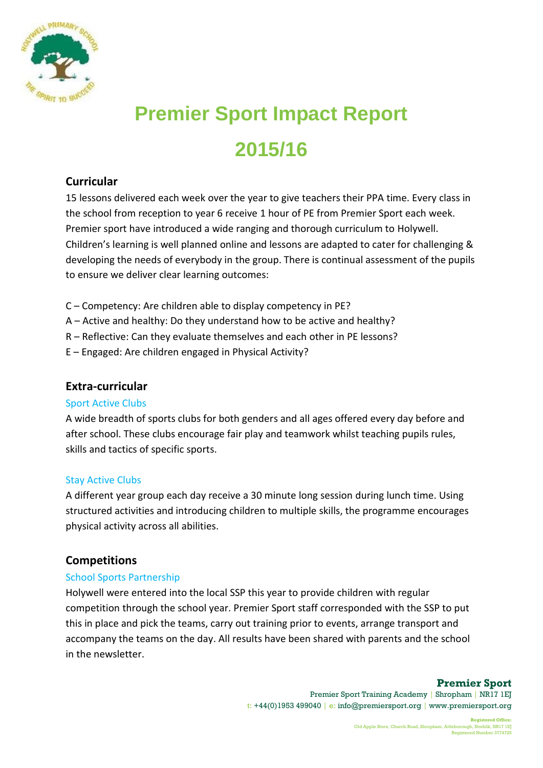# Premier Sport Impact Report

# 2015/16

## Curricular

15 lessons delivered each week over the year to give teachers their PPA time. Every class in the school from reception to year 6 receive 1 hour of PE from Premier Sport each week. Premier sport have introduced a wide ranging and thorough curriculum to Holywell. Children's learning is well planned online and lessons are adapted to cater for challenging & developing the needs of everybody in the group. There is continual assessment of the pupils to ensure we deliver clear learning outcomes:

C – Competency: Are children able to display competency in PE?
A – Active and healthy: Do they understand how to be active and healthy?
R – Reflective: Can they evaluate themselves and each other in PE lessons?
E – Engaged: Are children engaged in Physical Activity?

## Extra-curricular

### Sport Active Clubs

A wide breadth of sports clubs for both genders and all ages offered every day before and after school. These clubs encourage fair play and teamwork whilst teaching pupils rules, skills and tactics of specific sports.

### Stay Active Clubs

A different year group each day receive a 30 minute long session during lunch time. Using structured activities and introducing children to multiple skills, the programme encourages physical activity across all abilities.

## Competitions

### School Sports Partnership

Holywell were entered into the local SSP this year to provide children with regular competition through the school year. Premier Sport staff corresponded with the SSP to put this in place and pick the teams, carry out training prior to events, arrange transport and accompany the teams on the day. All results have been shared with parents and the school in the newsletter.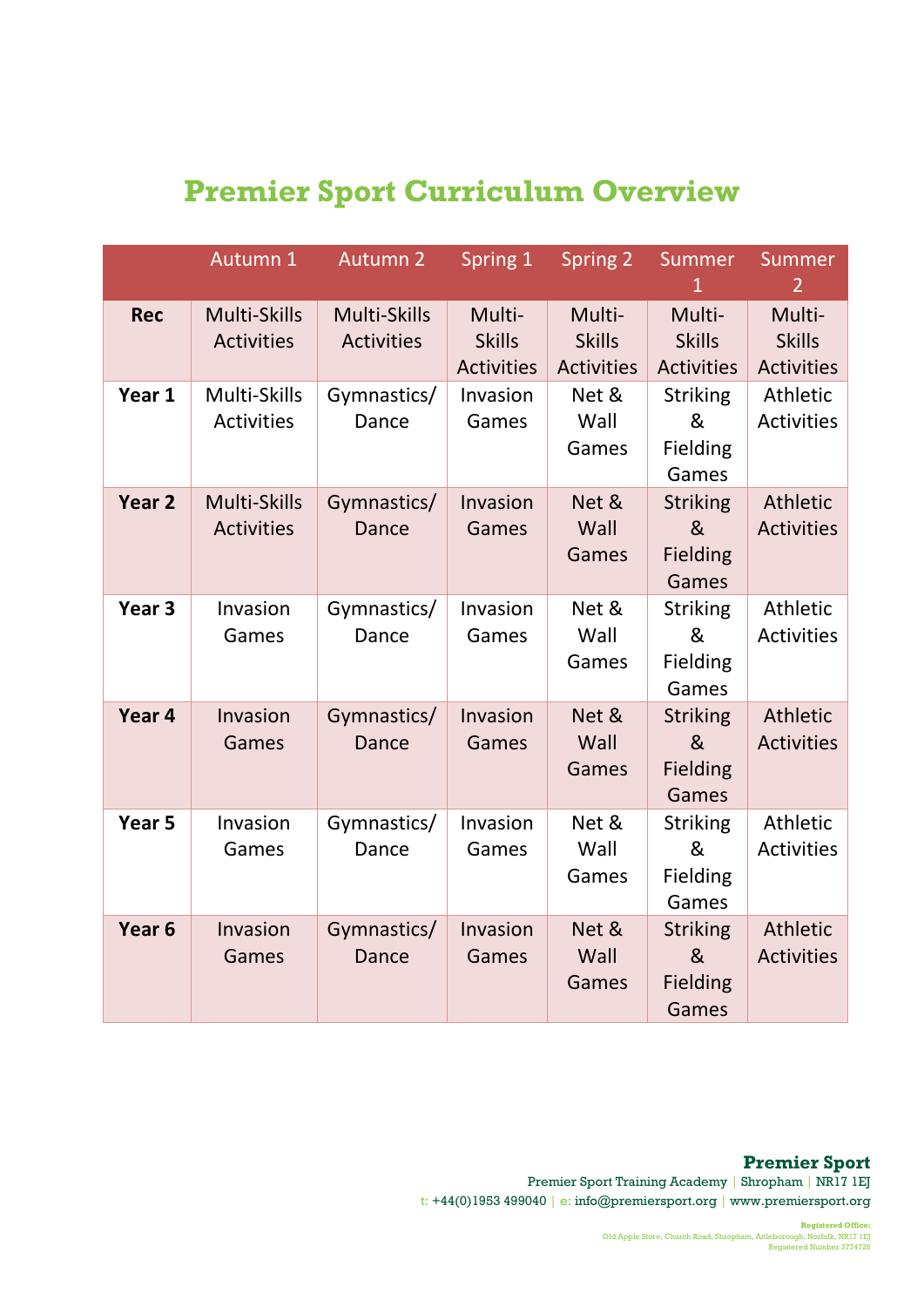# Premier Sport Curriculum Overview

| | Autumn 1 | Autumn 2 | Spring 1 | Spring 2 | Summer 1 | Summer 2 |
|---|---|---|---|---|---|---|
| **Rec** | Multi-Skills Activities | Multi-Skills Activities | Multi-Skills Activities | Multi-Skills Activities | Multi-Skills Activities | Multi-Skills Activities |
| **Year 1** | Multi-Skills Activities | Gymnastics/ Dance | Invasion Games | Net & Wall Games | Striking & Fielding Games | Athletic Activities |
| **Year 2** | Multi-Skills Activities | Gymnastics/ Dance | Invasion Games | Net & Wall Games | Striking & Fielding Games | Athletic Activities |
| **Year 3** | Invasion Games | Gymnastics/ Dance | Invasion Games | Net & Wall Games | Striking & Fielding Games | Athletic Activities |
| **Year 4** | Invasion Games | Gymnastics/ Dance | Invasion Games | Net & Wall Games | Striking & Fielding Games | Athletic Activities |
| **Year 5** | Invasion Games | Gymnastics/ Dance | Invasion Games | Net & Wall Games | Striking & Fielding Games | Athletic Activities |
| **Year 6** | Invasion Games | Gymnastics/ Dance | Invasion Games | Net & Wall Games | Striking & Fielding Games | Athletic Activities |

**Premier Sport**
Premier Sport Training Academy | Shropham | NR17 1EJ
t: +44(0)1953 499040 | e: info@premiersport.org | www.premiersport.org

Registered Office:
Old Apple Store, Church Road, Shropham, Attleborough, Norfolk, NR17 1EJ
Registered Number 3774725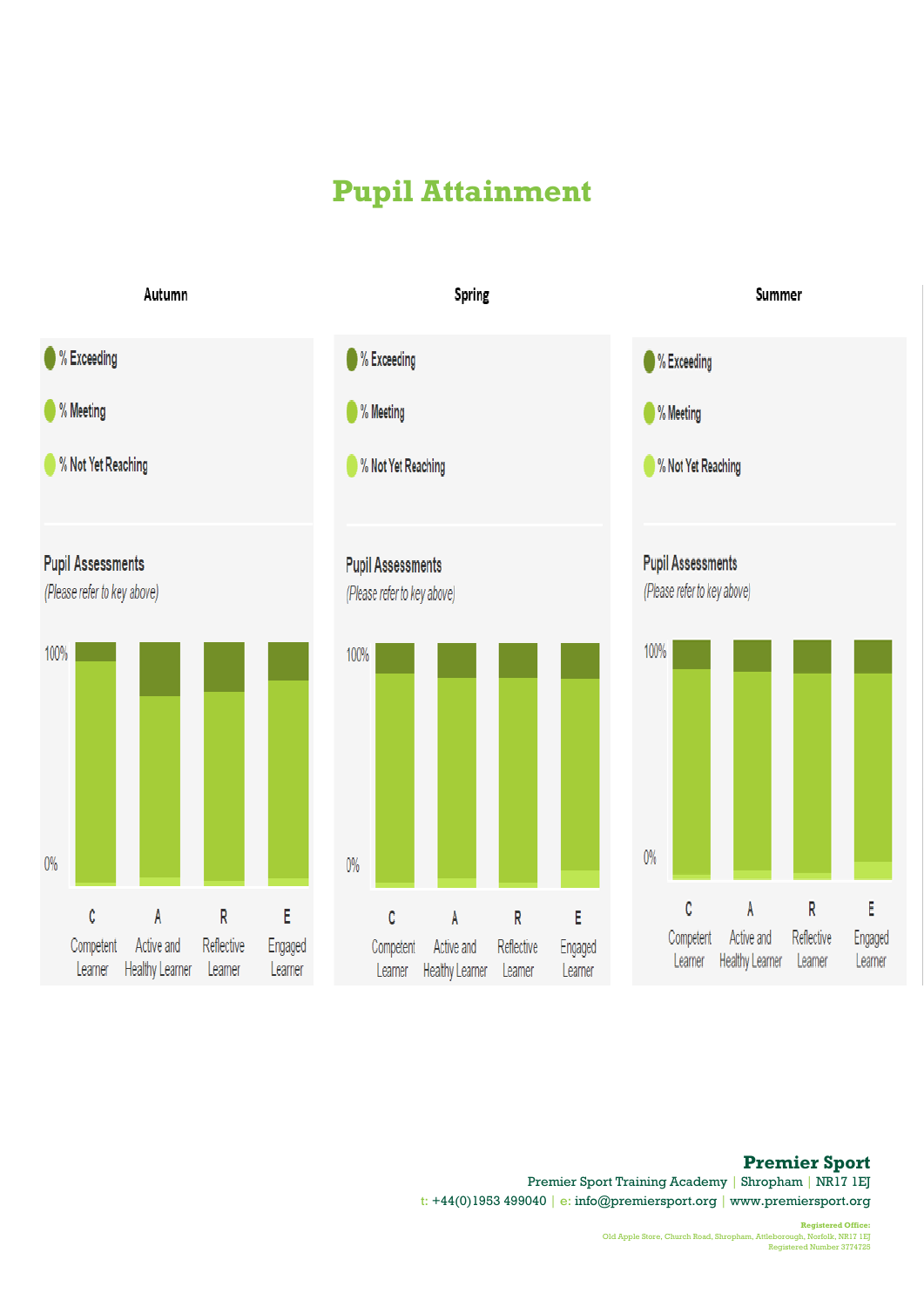# Pupil Attainment

## Autumn

% Exceeding

% Meeting

% Not Yet Reaching

**Pupil Assessments**

*(Please refer to key above)*

100%

0%

C Competent Learner | A Active and Healthy Learner | R Reflective Learner | E Engaged Learner

## Spring

% Exceeding

% Meeting

% Not Yet Reaching

**Pupil Assessments**

*(Please refer to key above)*

100%

0%

C Competent Learner | A Active and Healthy Learner | R Reflective Learner | E Engaged Learner

## Summer

% Exceeding

% Meeting

% Not Yet Reaching

**Pupil Assessments**

*(Please refer to key above)*

100%

0%

C Competent Learner | A Active and Healthy Learner | R Reflective Learner | E Engaged Learner

**Premier Sport**

Premier Sport Training Academy | Shropham | NR17 1EJ

t: +44(0)1953 499040 | e: info@premiersport.org | www.premiersport.org

**Registered Office:**
Old Apple Store, Church Road, Shropham, Attleborough, Norfolk, NR17 1EJ
Registered Number 3774725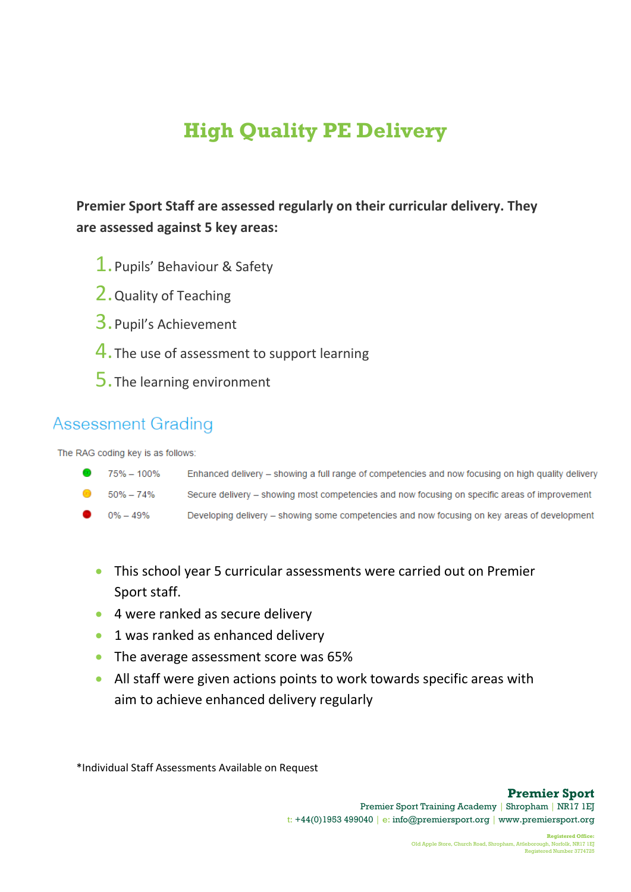# High Quality PE Delivery

**Premier Sport Staff are assessed regularly on their curricular delivery. They are assessed against 5 key areas:**

1. Pupils' Behaviour & Safety
2. Quality of Teaching
3. Pupil's Achievement
4. The use of assessment to support learning
5. The learning environment

## Assessment Grading

The RAG coding key is as follows:

| | | |
|---|---|---|
| 🟢 | 75% – 100% | Enhanced delivery – showing a full range of competencies and now focusing on high quality delivery |
| 🟡 | 50% – 74% | Secure delivery – showing most competencies and now focusing on specific areas of improvement |
| 🔴 | 0% – 49% | Developing delivery – showing some competencies and now focusing on key areas of development |

- This school year 5 curricular assessments were carried out on Premier Sport staff.
- 4 were ranked as secure delivery
- 1 was ranked as enhanced delivery
- The average assessment score was 65%
- All staff were given actions points to work towards specific areas with aim to achieve enhanced delivery regularly

*Individual Staff Assessments Available on Request

**Premier Sport**
Premier Sport Training Academy | Shropham | NR17 1EJ
t: +44(0)1953 499040 | e: info@premiersport.org | www.premiersport.org

Registered Office:
Old Apple Store, Church Road, Shropham, Attleborough, Norfolk, NR17 1EJ
Registered Number 3774725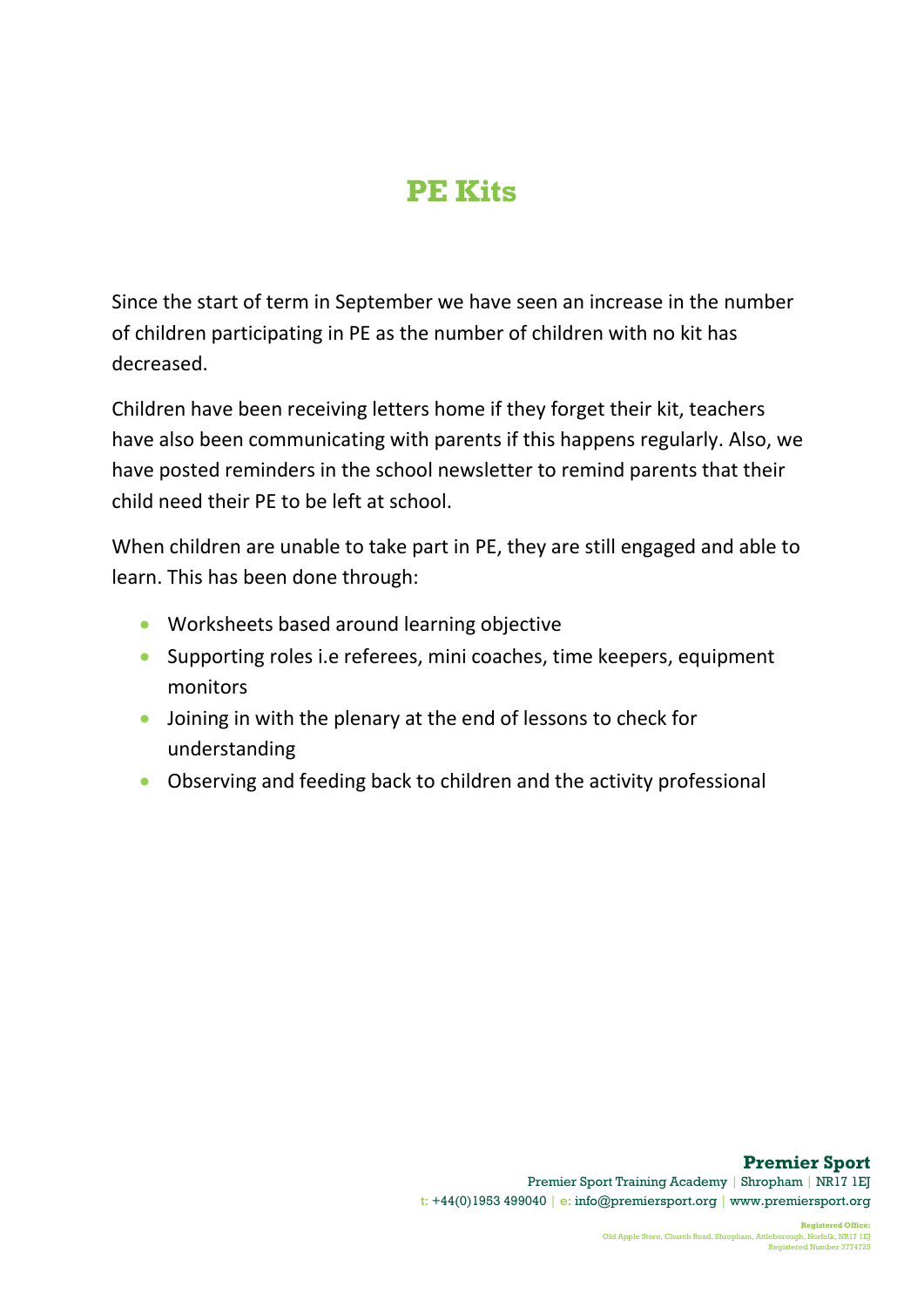# PE Kits

Since the start of term in September we have seen an increase in the number of children participating in PE as the number of children with no kit has decreased.

Children have been receiving letters home if they forget their kit, teachers have also been communicating with parents if this happens regularly. Also, we have posted reminders in the school newsletter to remind parents that their child need their PE to be left at school.

When children are unable to take part in PE, they are still engaged and able to learn. This has been done through:

- Worksheets based around learning objective
- Supporting roles i.e referees, mini coaches, time keepers, equipment monitors
- Joining in with the plenary at the end of lessons to check for understanding
- Observing and feeding back to children and the activity professional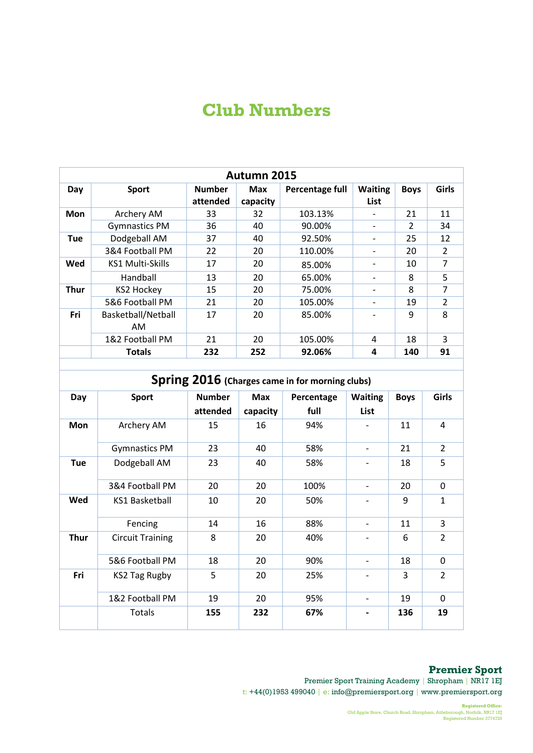# Club Numbers

| Autumn 2015 | | | | | | | |
|---|---|---|---|---|---|---|---|
| **Day** | **Sport** | **Number attended** | **Max capacity** | **Percentage full** | **Waiting List** | **Boys** | **Girls** |
| **Mon** | Archery AM | 33 | 32 | 103.13% | - | 21 | 11 |
| | Gymnastics PM | 36 | 40 | 90.00% | - | 2 | 34 |
| **Tue** | Dodgeball AM | 37 | 40 | 92.50% | - | 25 | 12 |
| | 3&4 Football PM | 22 | 20 | 110.00% | - | 20 | 2 |
| **Wed** | KS1 Multi-Skills | 17 | 20 | 85.00% | - | 10 | 7 |
| | Handball | 13 | 20 | 65.00% | - | 8 | 5 |
| **Thur** | KS2 Hockey | 15 | 20 | 75.00% | - | 8 | 7 |
| | 5&6 Football PM | 21 | 20 | 105.00% | - | 19 | 2 |
| **Fri** | Basketball/Netball AM | 17 | 20 | 85.00% | - | 9 | 8 |
| | 1&2 Football PM | 21 | 20 | 105.00% | 4 | 18 | 3 |
| | **Totals** | **232** | **252** | **92.06%** | **4** | **140** | **91** |

| Spring 2016 (Charges came in for morning clubs) | | | | | | | |
|---|---|---|---|---|---|---|---|
| **Day** | **Sport** | **Number attended** | **Max capacity** | **Percentage full** | **Waiting List** | **Boys** | **Girls** |
| **Mon** | Archery AM | 15 | 16 | 94% | - | 11 | 4 |
| | Gymnastics PM | 23 | 40 | 58% | - | 21 | 2 |
| **Tue** | Dodgeball AM | 23 | 40 | 58% | - | 18 | 5 |
| | 3&4 Football PM | 20 | 20 | 100% | - | 20 | 0 |
| **Wed** | KS1 Basketball | 10 | 20 | 50% | - | 9 | 1 |
| | Fencing | 14 | 16 | 88% | - | 11 | 3 |
| **Thur** | Circuit Training | 8 | 20 | 40% | - | 6 | 2 |
| | 5&6 Football PM | 18 | 20 | 90% | - | 18 | 0 |
| **Fri** | KS2 Tag Rugby | 5 | 20 | 25% | - | 3 | 2 |
| | 1&2 Football PM | 19 | 20 | 95% | - | 19 | 0 |
| | Totals | **155** | **232** | **67%** | **-** | **136** | **19** |

**Premier Sport**
Premier Sport Training Academy | Shropham | NR17 1EJ
t: +44(0)1953 499040 | e: info@premiersport.org | www.premiersport.org

Registered Office:
Old Apple Store, Church Road, Shropham, Attleborough, Norfolk, NR17 1EJ
Registered Number 3774725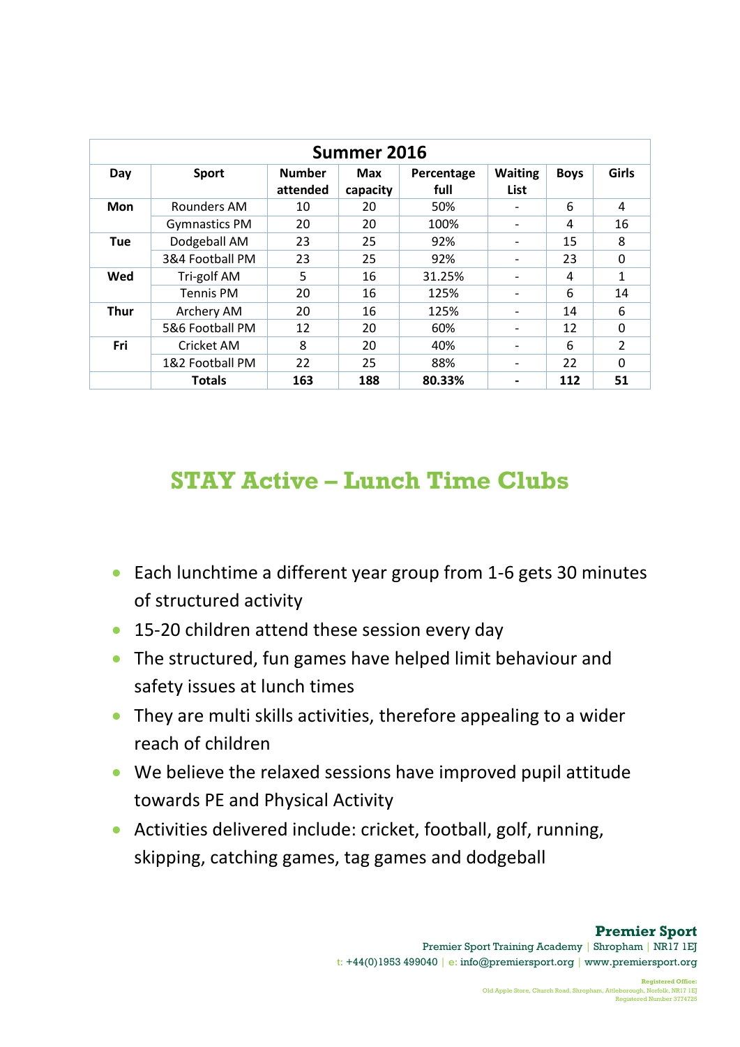| Summer 2016 | | | | | | | |
|---|---|---|---|---|---|---|---|
| **Day** | **Sport** | **Number attended** | **Max capacity** | **Percentage full** | **Waiting List** | **Boys** | **Girls** |
| **Mon** | Rounders AM | 10 | 20 | 50% | - | 6 | 4 |
| | Gymnastics PM | 20 | 20 | 100% | - | 4 | 16 |
| **Tue** | Dodgeball AM | 23 | 25 | 92% | - | 15 | 8 |
| | 3&4 Football PM | 23 | 25 | 92% | - | 23 | 0 |
| **Wed** | Tri-golf AM | 5 | 16 | 31.25% | - | 4 | 1 |
| | Tennis PM | 20 | 16 | 125% | - | 6 | 14 |
| **Thur** | Archery AM | 20 | 16 | 125% | - | 14 | 6 |
| | 5&6 Football PM | 12 | 20 | 60% | - | 12 | 0 |
| **Fri** | Cricket AM | 8 | 20 | 40% | - | 6 | 2 |
| | 1&2 Football PM | 22 | 25 | 88% | - | 22 | 0 |
| | **Totals** | **163** | **188** | **80.33%** | **-** | **112** | **51** |

# STAY Active – Lunch Time Clubs

- Each lunchtime a different year group from 1-6 gets 30 minutes of structured activity
- 15-20 children attend these session every day
- The structured, fun games have helped limit behaviour and safety issues at lunch times
- They are multi skills activities, therefore appealing to a wider reach of children
- We believe the relaxed sessions have improved pupil attitude towards PE and Physical Activity
- Activities delivered include: cricket, football, golf, running, skipping, catching games, tag games and dodgeball

**Premier Sport**
Premier Sport Training Academy | Shropham | NR17 1EJ
t: +44(0)1953 499040 | e: info@premiersport.org | www.premiersport.org

Registered Office:
Old Apple Store, Church Road, Shropham, Attleborough, Norfolk, NR17 1EJ
Registered Number 3774725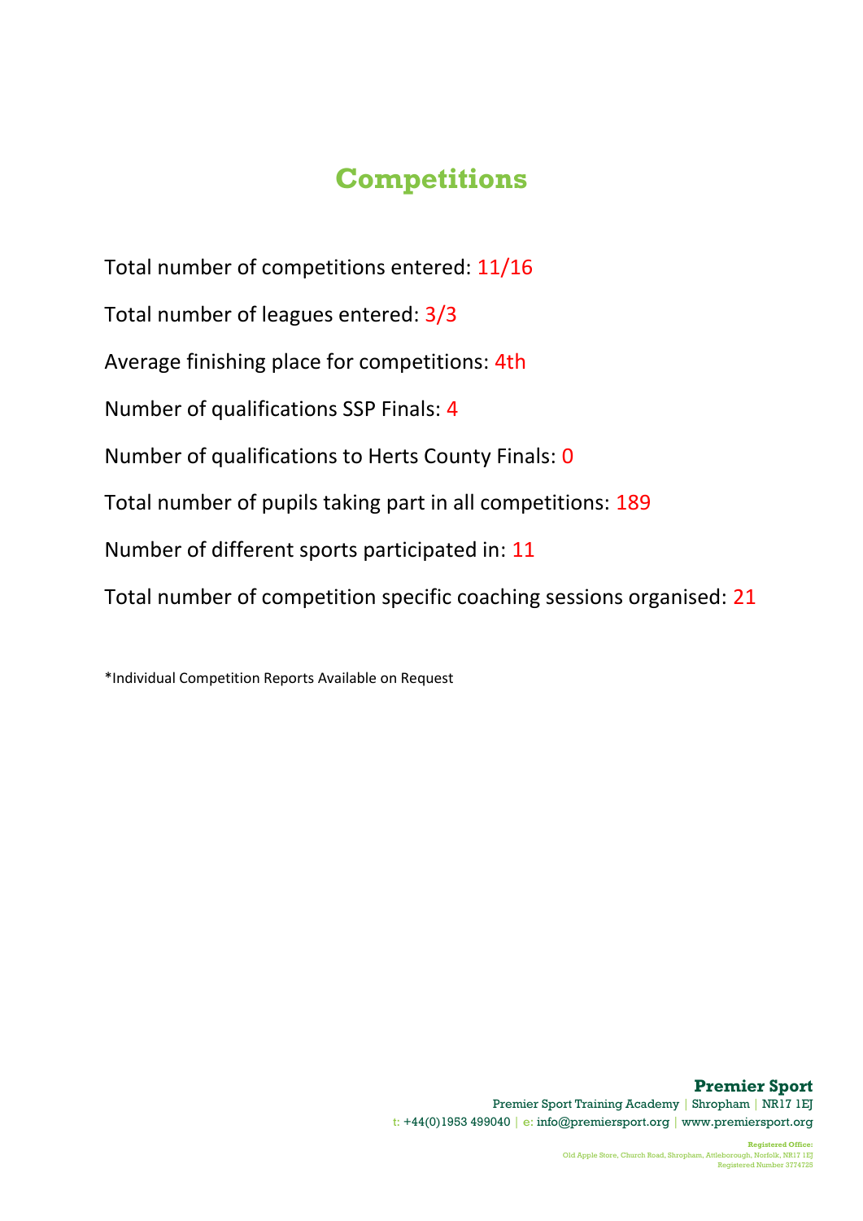# Competitions

Total number of competitions entered: 11/16

Total number of leagues entered: 3/3

Average finishing place for competitions: 4th

Number of qualifications SSP Finals: 4

Number of qualifications to Herts County Finals: 0

Total number of pupils taking part in all competitions: 189

Number of different sports participated in: 11

Total number of competition specific coaching sessions organised: 21

*Individual Competition Reports Available on Request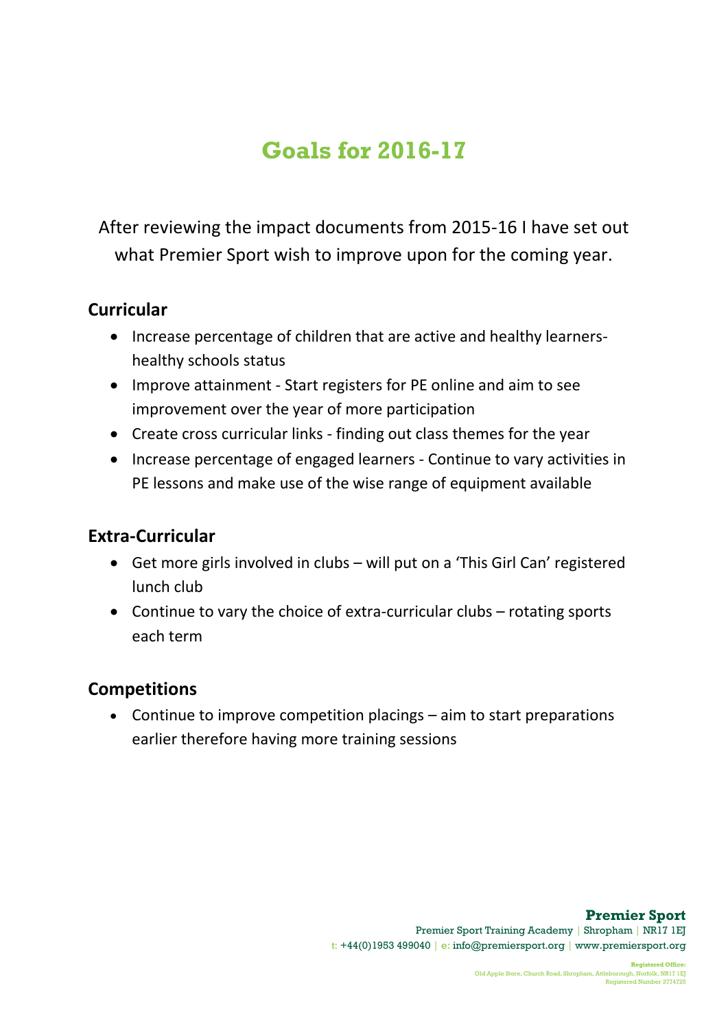# Goals for 2016-17

After reviewing the impact documents from 2015-16 I have set out what Premier Sport wish to improve upon for the coming year.

## Curricular

- Increase percentage of children that are active and healthy learners- healthy schools status
- Improve attainment - Start registers for PE online and aim to see improvement over the year of more participation
- Create cross curricular links - finding out class themes for the year
- Increase percentage of engaged learners - Continue to vary activities in PE lessons and make use of the wise range of equipment available

## Extra-Curricular

- Get more girls involved in clubs – will put on a 'This Girl Can' registered lunch club
- Continue to vary the choice of extra-curricular clubs – rotating sports each term

## Competitions

- Continue to improve competition placings – aim to start preparations earlier therefore having more training sessions